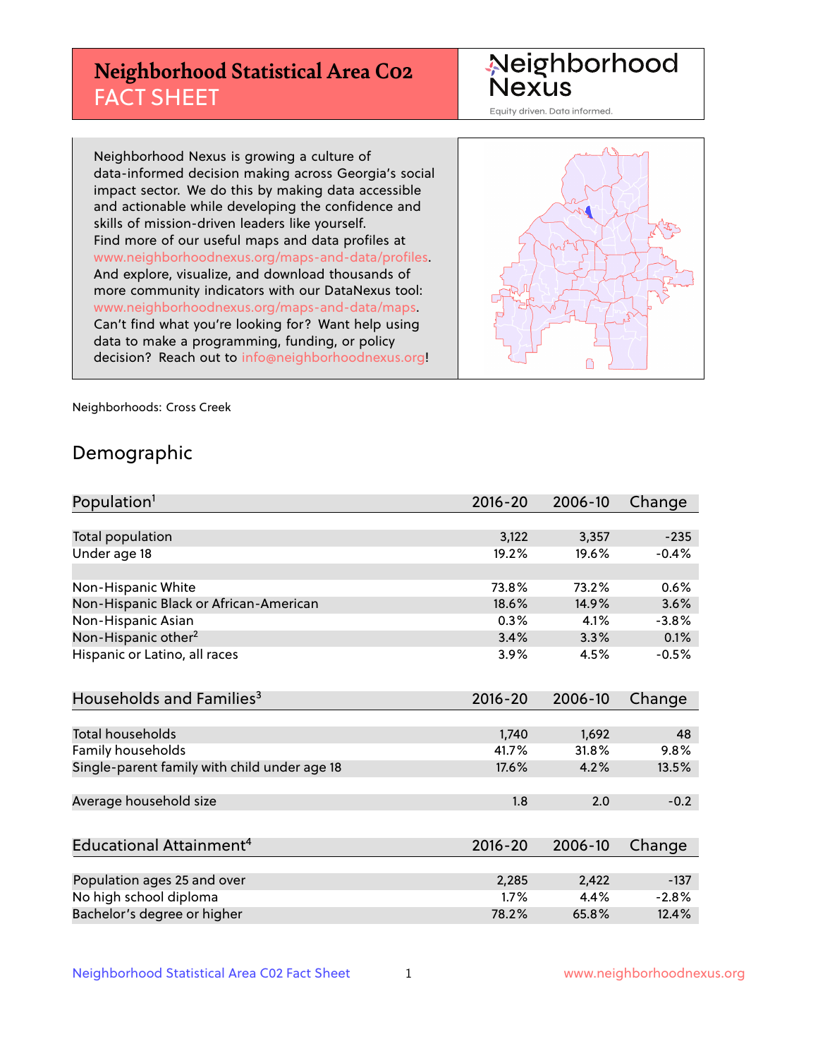# Neighborhood Statistical Area C02 FACT SHEET

Neighborhood Nexus

Equity driven. Data informed.

Neighborhood Nexus is growing a culture of data-informed decision making across Georgia's social impact sector. We do this by making data accessible and actionable while developing the confidence and skills of mission-driven leaders like yourself. Find more of our useful maps and data profiles at www.neighborhoodnexus.org/maps-and-data/profiles. And explore, visualize, and download thousands of more community indicators with our DataNexus tool: www.neighborhoodnexus.org/maps-and-data/maps. Can't find what you're looking for? Want help using data to make a programming, funding, or policy decision? Reach out to info@neighborhoodnexus.org!

Neighborhoods: Cross Creek

## Demographic

| Population[1] | 2016-20 | 2006-10 | Change |
|---|---|---|---|
| Total population | 3,122 | 3,357 | -235 |
| Under age 18 | 19.2% | 19.6% | -0.4% |
| | | | |
| Non-Hispanic White | 73.8% | 73.2% | 0.6% |
| Non-Hispanic Black or African-American | 18.6% | 14.9% | 3.6% |
| Non-Hispanic Asian | 0.3% | 4.1% | -3.8% |
| Non-Hispanic other[2] | 3.4% | 3.3% | 0.1% |
| Hispanic or Latino, all races | 3.9% | 4.5% | -0.5% |

| Households and Families[3] | 2016-20 | 2006-10 | Change |
|---|---|---|---|
| Total households | 1,740 | 1,692 | 48 |
| Family households | 41.7% | 31.8% | 9.8% |
| Single-parent family with child under age 18 | 17.6% | 4.2% | 13.5% |
| | | | |
| Average household size | 1.8 | 2.0 | -0.2 |

| Educational Attainment[4] | 2016-20 | 2006-10 | Change |
|---|---|---|---|
| Population ages 25 and over | 2,285 | 2,422 | -137 |
| No high school diploma | 1.7% | 4.4% | -2.8% |
| Bachelor's degree or higher | 78.2% | 65.8% | 12.4% |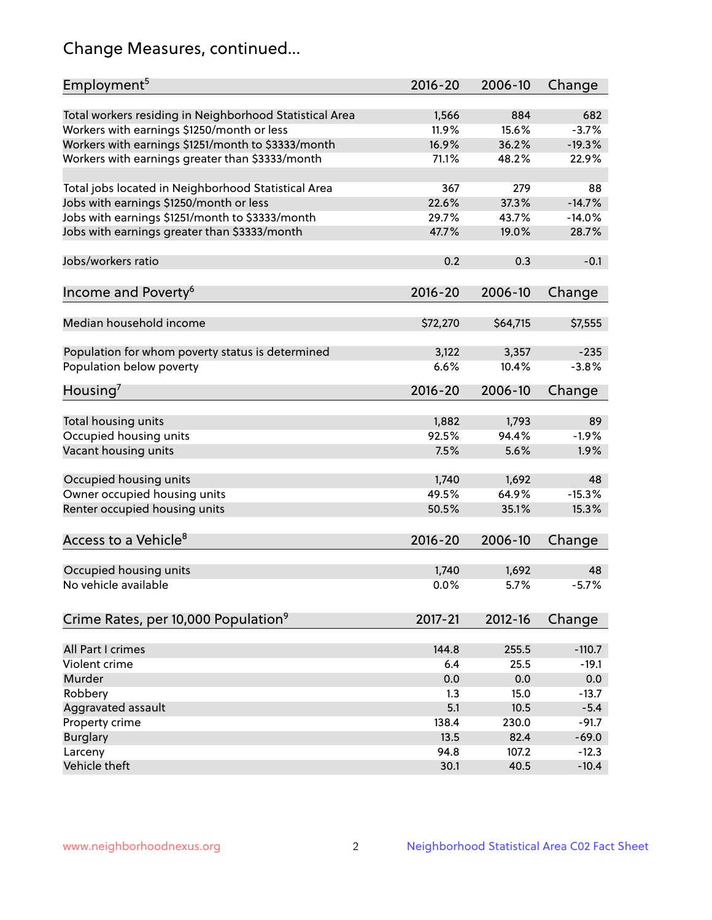# Change Measures, continued...

| Employment[5] | 2016-20 | 2006-10 | Change |
|---|---|---|---|
| Total workers residing in Neighborhood Statistical Area | 1,566 | 884 | 682 |
| Workers with earnings $1250/month or less | 11.9% | 15.6% | -3.7% |
| Workers with earnings $1251/month to $3333/month | 16.9% | 36.2% | -19.3% |
| Workers with earnings greater than $3333/month | 71.1% | 48.2% | 22.9% |
| | | | |
| Total jobs located in Neighborhood Statistical Area | 367 | 279 | 88 |
| Jobs with earnings $1250/month or less | 22.6% | 37.3% | -14.7% |
| Jobs with earnings $1251/month to $3333/month | 29.7% | 43.7% | -14.0% |
| Jobs with earnings greater than $3333/month | 47.7% | 19.0% | 28.7% |
| | | | |
| Jobs/workers ratio | 0.2 | 0.3 | -0.1 |

| Income and Poverty[6] | 2016-20 | 2006-10 | Change |
|---|---|---|---|
| Median household income | $72,270 | $64,715 | $7,555 |
| | | | |
| Population for whom poverty status is determined | 3,122 | 3,357 | -235 |
| Population below poverty | 6.6% | 10.4% | -3.8% |

| Housing[7] | 2016-20 | 2006-10 | Change |
|---|---|---|---|
| Total housing units | 1,882 | 1,793 | 89 |
| Occupied housing units | 92.5% | 94.4% | -1.9% |
| Vacant housing units | 7.5% | 5.6% | 1.9% |
| | | | |
| Occupied housing units | 1,740 | 1,692 | 48 |
| Owner occupied housing units | 49.5% | 64.9% | -15.3% |
| Renter occupied housing units | 50.5% | 35.1% | 15.3% |

| Access to a Vehicle[8] | 2016-20 | 2006-10 | Change |
|---|---|---|---|
| Occupied housing units | 1,740 | 1,692 | 48 |
| No vehicle available | 0.0% | 5.7% | -5.7% |

| Crime Rates, per 10,000 Population[9] | 2017-21 | 2012-16 | Change |
|---|---|---|---|
| All Part I crimes | 144.8 | 255.5 | -110.7 |
| Violent crime | 6.4 | 25.5 | -19.1 |
| Murder | 0.0 | 0.0 | 0.0 |
| Robbery | 1.3 | 15.0 | -13.7 |
| Aggravated assault | 5.1 | 10.5 | -5.4 |
| Property crime | 138.4 | 230.0 | -91.7 |
| Burglary | 13.5 | 82.4 | -69.0 |
| Larceny | 94.8 | 107.2 | -12.3 |
| Vehicle theft | 30.1 | 40.5 | -10.4 |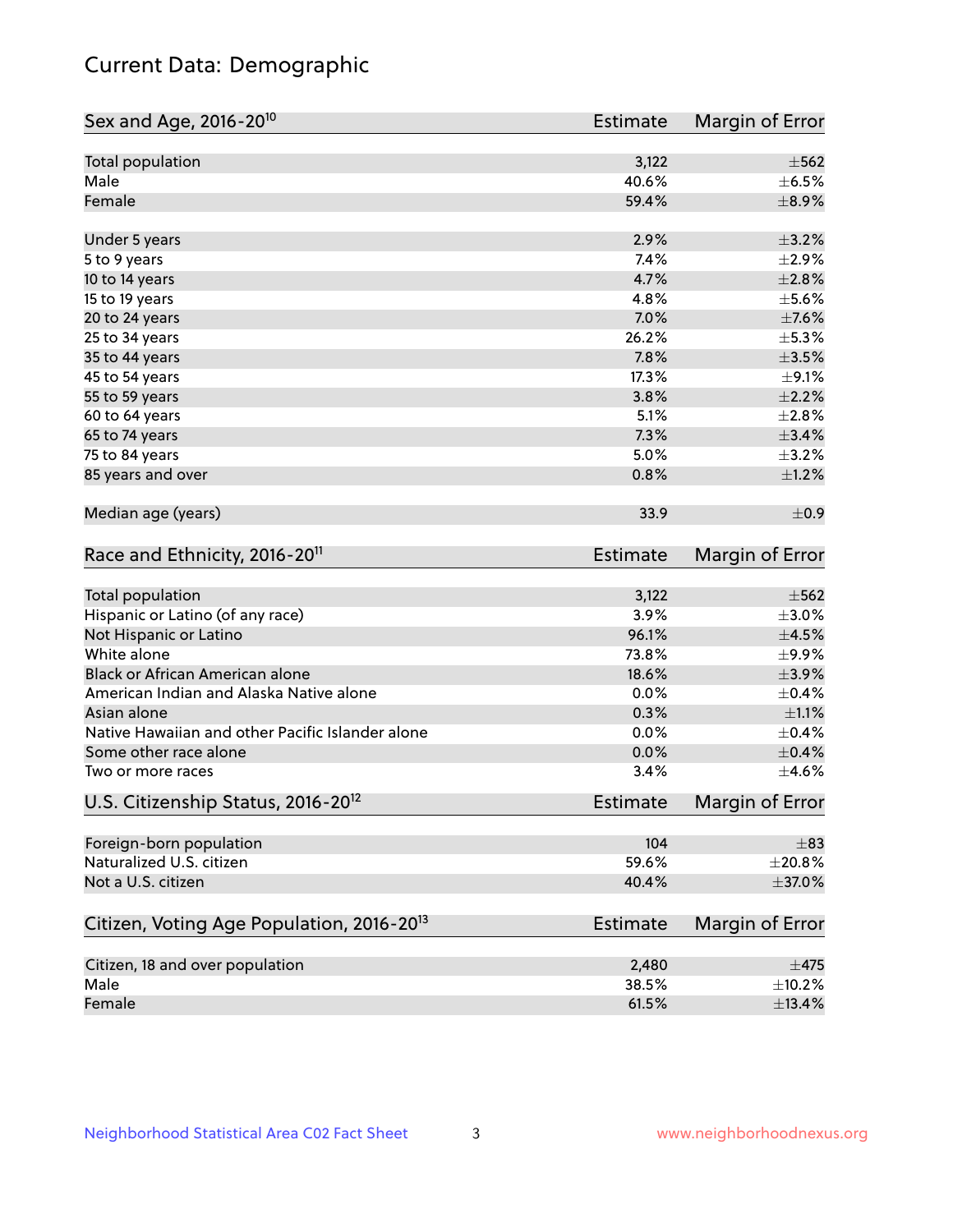# Current Data: Demographic

| Sex and Age, 2016-20[10] | Estimate | Margin of Error |
|---|---|---|
| Total population | 3,122 | ±562 |
| Male | 40.6% | ±6.5% |
| Female | 59.4% | ±8.9% |
| Under 5 years | 2.9% | ±3.2% |
| 5 to 9 years | 7.4% | ±2.9% |
| 10 to 14 years | 4.7% | ±2.8% |
| 15 to 19 years | 4.8% | ±5.6% |
| 20 to 24 years | 7.0% | ±7.6% |
| 25 to 34 years | 26.2% | ±5.3% |
| 35 to 44 years | 7.8% | ±3.5% |
| 45 to 54 years | 17.3% | ±9.1% |
| 55 to 59 years | 3.8% | ±2.2% |
| 60 to 64 years | 5.1% | ±2.8% |
| 65 to 74 years | 7.3% | ±3.4% |
| 75 to 84 years | 5.0% | ±3.2% |
| 85 years and over | 0.8% | ±1.2% |
| Median age (years) | 33.9 | ±0.9 |

| Race and Ethnicity, 2016-20[11] | Estimate | Margin of Error |
|---|---|---|
| Total population | 3,122 | ±562 |
| Hispanic or Latino (of any race) | 3.9% | ±3.0% |
| Not Hispanic or Latino | 96.1% | ±4.5% |
| White alone | 73.8% | ±9.9% |
| Black or African American alone | 18.6% | ±3.9% |
| American Indian and Alaska Native alone | 0.0% | ±0.4% |
| Asian alone | 0.3% | ±1.1% |
| Native Hawaiian and other Pacific Islander alone | 0.0% | ±0.4% |
| Some other race alone | 0.0% | ±0.4% |
| Two or more races | 3.4% | ±4.6% |

| U.S. Citizenship Status, 2016-20[12] | Estimate | Margin of Error |
|---|---|---|
| Foreign-born population | 104 | ±83 |
| Naturalized U.S. citizen | 59.6% | ±20.8% |
| Not a U.S. citizen | 40.4% | ±37.0% |

| Citizen, Voting Age Population, 2016-20[13] | Estimate | Margin of Error |
|---|---|---|
| Citizen, 18 and over population | 2,480 | ±475 |
| Male | 38.5% | ±10.2% |
| Female | 61.5% | ±13.4% |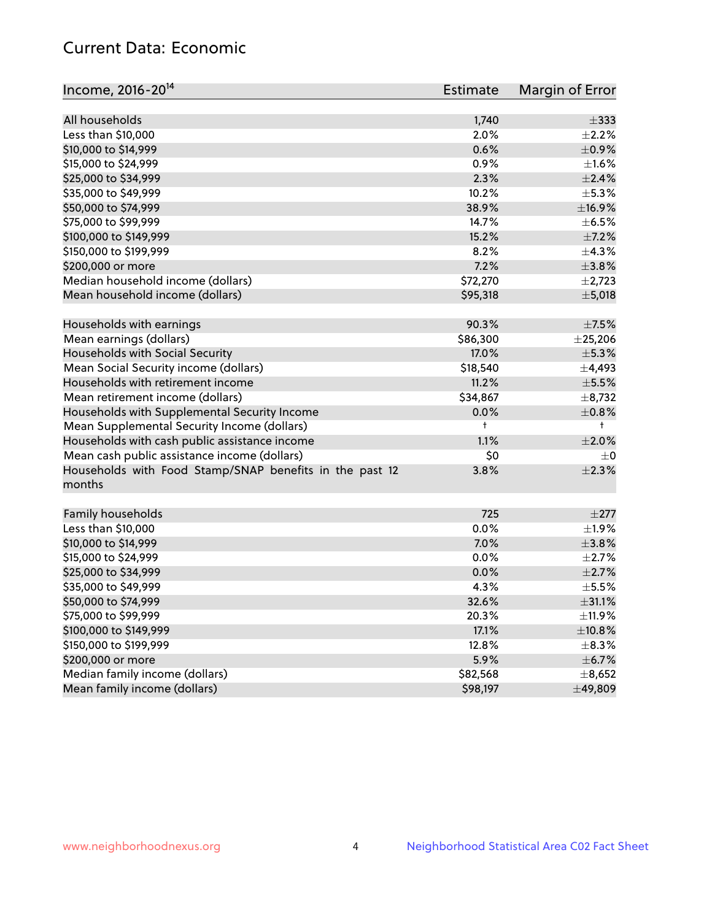## Current Data: Economic

| Income, 2016-20[14] | Estimate | Margin of Error |
|---|---|---|
| All households | 1,740 | ±333 |
| Less than $10,000 | 2.0% | ±2.2% |
| $10,000 to $14,999 | 0.6% | ±0.9% |
| $15,000 to $24,999 | 0.9% | ±1.6% |
| $25,000 to $34,999 | 2.3% | ±2.4% |
| $35,000 to $49,999 | 10.2% | ±5.3% |
| $50,000 to $74,999 | 38.9% | ±16.9% |
| $75,000 to $99,999 | 14.7% | ±6.5% |
| $100,000 to $149,999 | 15.2% | ±7.2% |
| $150,000 to $199,999 | 8.2% | ±4.3% |
| $200,000 or more | 7.2% | ±3.8% |
| Median household income (dollars) | $72,270 | ±2,723 |
| Mean household income (dollars) | $95,318 | ±5,018 |
| | | |
| Households with earnings | 90.3% | ±7.5% |
| Mean earnings (dollars) | $86,300 | ±25,206 |
| Households with Social Security | 17.0% | ±5.3% |
| Mean Social Security income (dollars) | $18,540 | ±4,493 |
| Households with retirement income | 11.2% | ±5.5% |
| Mean retirement income (dollars) | $34,867 | ±8,732 |
| Households with Supplemental Security Income | 0.0% | ±0.8% |
| Mean Supplemental Security Income (dollars) | † | † |
| Households with cash public assistance income | 1.1% | ±2.0% |
| Mean cash public assistance income (dollars) | $0 | ±0 |
| Households with Food Stamp/SNAP benefits in the past 12 months | 3.8% | ±2.3% |
| | | |
| Family households | 725 | ±277 |
| Less than $10,000 | 0.0% | ±1.9% |
| $10,000 to $14,999 | 7.0% | ±3.8% |
| $15,000 to $24,999 | 0.0% | ±2.7% |
| $25,000 to $34,999 | 0.0% | ±2.7% |
| $35,000 to $49,999 | 4.3% | ±5.5% |
| $50,000 to $74,999 | 32.6% | ±31.1% |
| $75,000 to $99,999 | 20.3% | ±11.9% |
| $100,000 to $149,999 | 17.1% | ±10.8% |
| $150,000 to $199,999 | 12.8% | ±8.3% |
| $200,000 or more | 5.9% | ±6.7% |
| Median family income (dollars) | $82,568 | ±8,652 |
| Mean family income (dollars) | $98,197 | ±49,809 |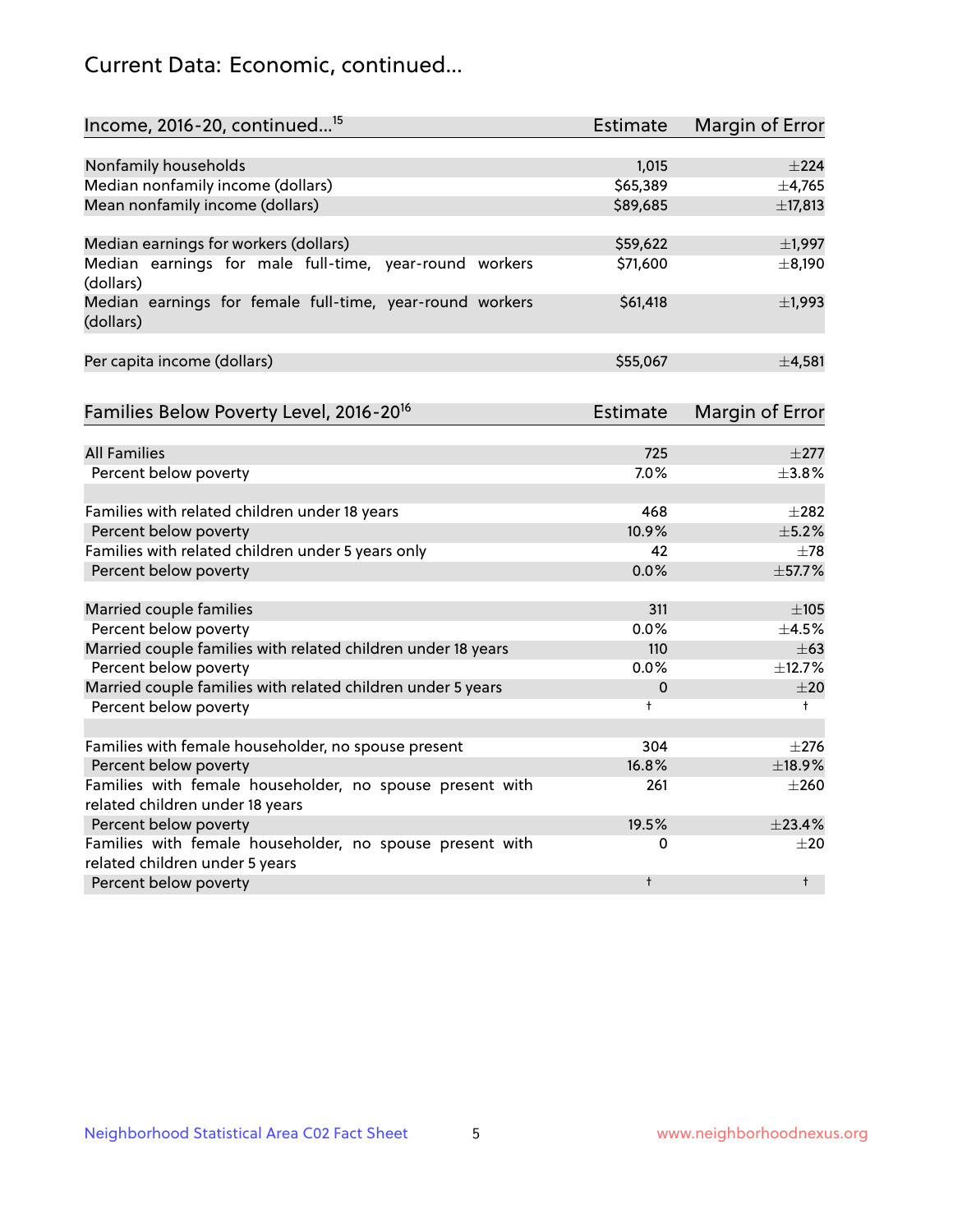# Current Data: Economic, continued...

| Income, 2016-20, continued...[15] | Estimate | Margin of Error |
|---|---|---|
| Nonfamily households | 1,015 | ±224 |
| Median nonfamily income (dollars) | $65,389 | ±4,765 |
| Mean nonfamily income (dollars) | $89,685 | ±17,813 |
| | | |
| Median earnings for workers (dollars) | $59,622 | ±1,997 |
| Median earnings for male full-time, year-round workers (dollars) | $71,600 | ±8,190 |
| Median earnings for female full-time, year-round workers (dollars) | $61,418 | ±1,993 |
| | | |
| Per capita income (dollars) | $55,067 | ±4,581 |

| Families Below Poverty Level, 2016-20[16] | Estimate | Margin of Error |
|---|---|---|
| All Families | 725 | ±277 |
| Percent below poverty | 7.0% | ±3.8% |
| | | |
| Families with related children under 18 years | 468 | ±282 |
| Percent below poverty | 10.9% | ±5.2% |
| Families with related children under 5 years only | 42 | ±78 |
| Percent below poverty | 0.0% | ±57.7% |
| | | |
| Married couple families | 311 | ±105 |
| Percent below poverty | 0.0% | ±4.5% |
| Married couple families with related children under 18 years | 110 | ±63 |
| Percent below poverty | 0.0% | ±12.7% |
| Married couple families with related children under 5 years | 0 | ±20 |
| Percent below poverty | † | † |
| | | |
| Families with female householder, no spouse present | 304 | ±276 |
| Percent below poverty | 16.8% | ±18.9% |
| Families with female householder, no spouse present with related children under 18 years | 261 | ±260 |
| Percent below poverty | 19.5% | ±23.4% |
| Families with female householder, no spouse present with related children under 5 years | 0 | ±20 |
| Percent below poverty | † | † |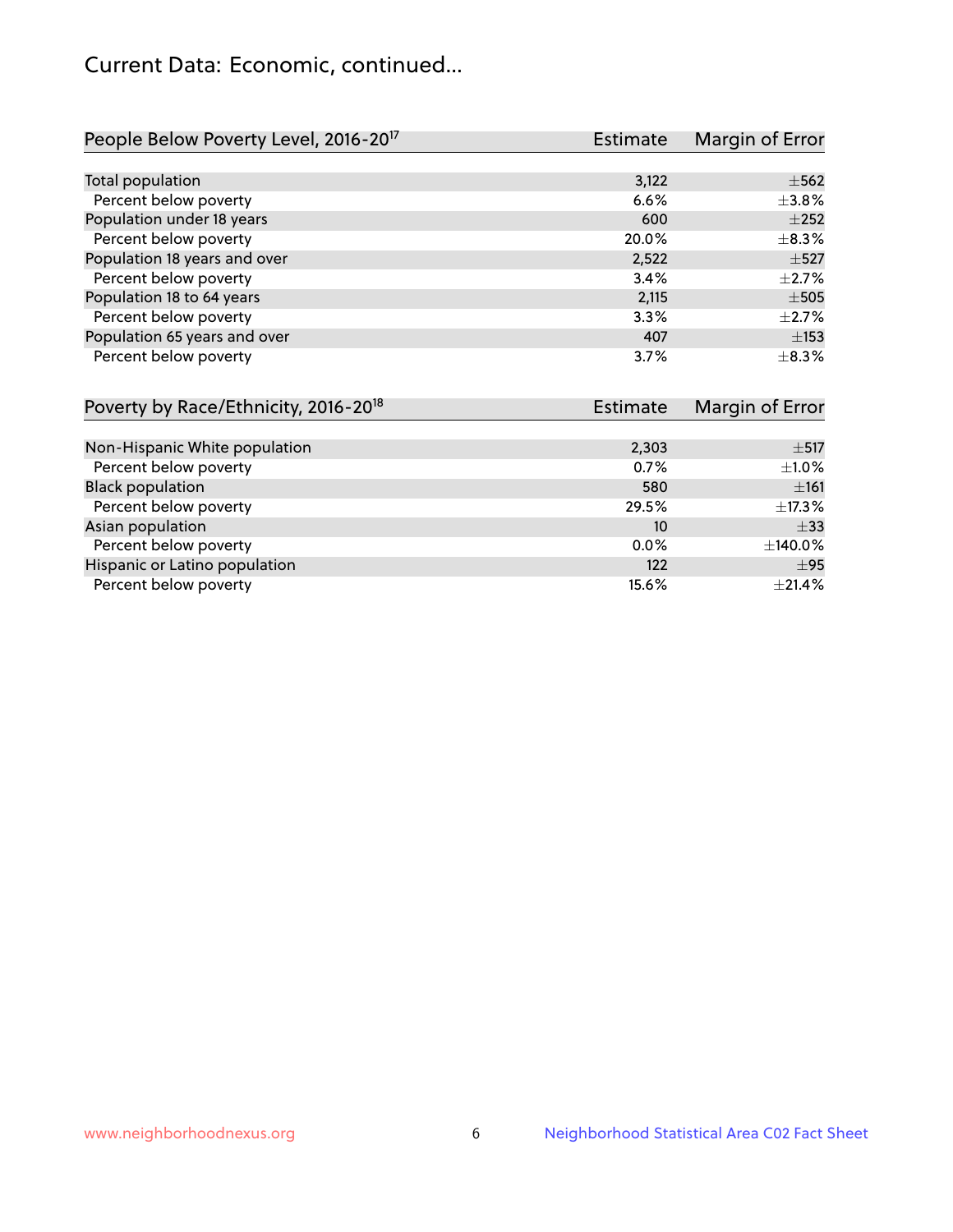# Current Data: Economic, continued...

| People Below Poverty Level, 2016-20[17] | Estimate | Margin of Error |
|---|---|---|
| Total population | 3,122 | ±562 |
| Percent below poverty | 6.6% | ±3.8% |
| Population under 18 years | 600 | ±252 |
| Percent below poverty | 20.0% | ±8.3% |
| Population 18 years and over | 2,522 | ±527 |
| Percent below poverty | 3.4% | ±2.7% |
| Population 18 to 64 years | 2,115 | ±505 |
| Percent below poverty | 3.3% | ±2.7% |
| Population 65 years and over | 407 | ±153 |
| Percent below poverty | 3.7% | ±8.3% |

| Poverty by Race/Ethnicity, 2016-20[18] | Estimate | Margin of Error |
|---|---|---|
| Non-Hispanic White population | 2,303 | ±517 |
| Percent below poverty | 0.7% | ±1.0% |
| Black population | 580 | ±161 |
| Percent below poverty | 29.5% | ±17.3% |
| Asian population | 10 | ±33 |
| Percent below poverty | 0.0% | ±140.0% |
| Hispanic or Latino population | 122 | ±95 |
| Percent below poverty | 15.6% | ±21.4% |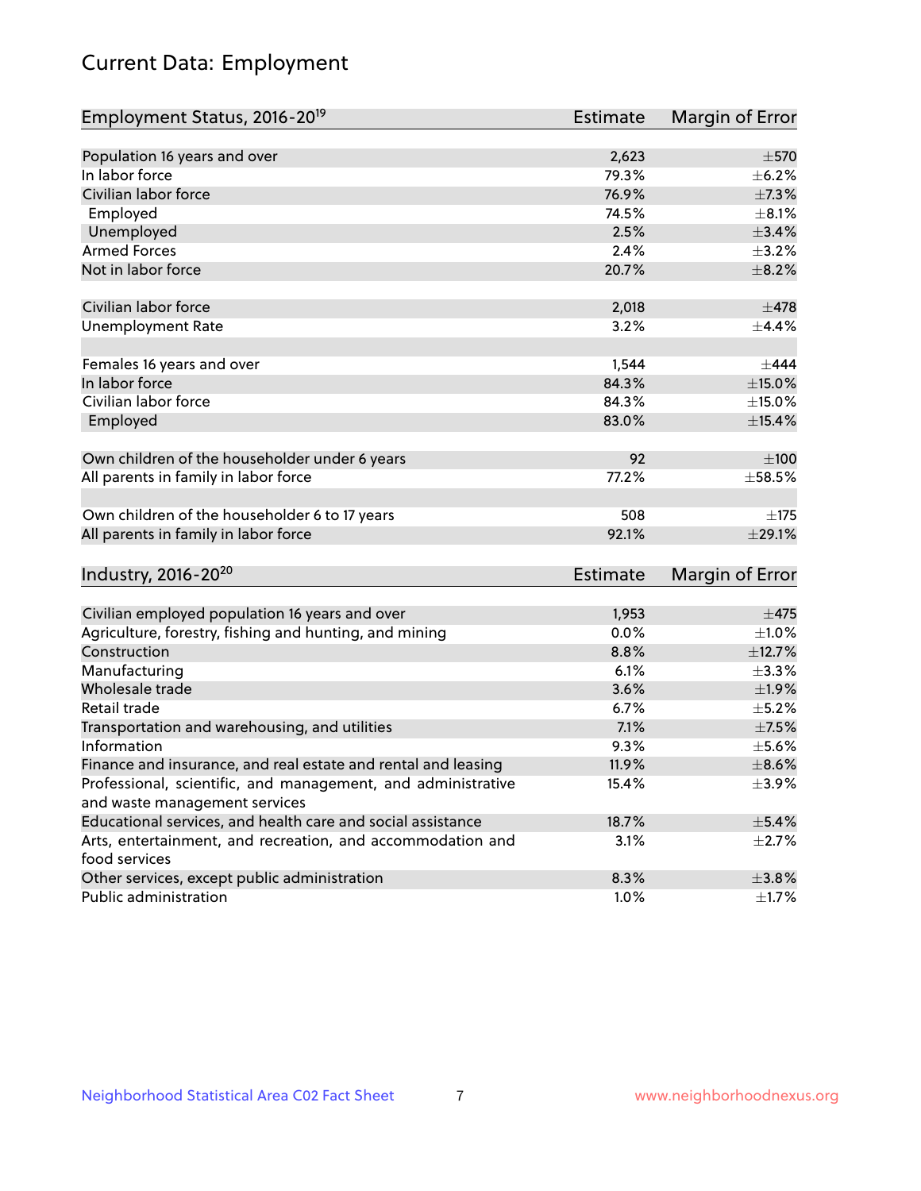# Current Data: Employment

| Employment Status, 2016-20[19] | Estimate | Margin of Error |
|---|---|---|
| Population 16 years and over | 2,623 | ±570 |
| In labor force | 79.3% | ±6.2% |
| Civilian labor force | 76.9% | ±7.3% |
| Employed | 74.5% | ±8.1% |
| Unemployed | 2.5% | ±3.4% |
| Armed Forces | 2.4% | ±3.2% |
| Not in labor force | 20.7% | ±8.2% |
| | | |
| Civilian labor force | 2,018 | ±478 |
| Unemployment Rate | 3.2% | ±4.4% |
| | | |
| Females 16 years and over | 1,544 | ±444 |
| In labor force | 84.3% | ±15.0% |
| Civilian labor force | 84.3% | ±15.0% |
| Employed | 83.0% | ±15.4% |
| | | |
| Own children of the householder under 6 years | 92 | ±100 |
| All parents in family in labor force | 77.2% | ±58.5% |
| | | |
| Own children of the householder 6 to 17 years | 508 | ±175 |
| All parents in family in labor force | 92.1% | ±29.1% |

| Industry, 2016-20[20] | Estimate | Margin of Error |
|---|---|---|
| Civilian employed population 16 years and over | 1,953 | ±475 |
| Agriculture, forestry, fishing and hunting, and mining | 0.0% | ±1.0% |
| Construction | 8.8% | ±12.7% |
| Manufacturing | 6.1% | ±3.3% |
| Wholesale trade | 3.6% | ±1.9% |
| Retail trade | 6.7% | ±5.2% |
| Transportation and warehousing, and utilities | 7.1% | ±7.5% |
| Information | 9.3% | ±5.6% |
| Finance and insurance, and real estate and rental and leasing | 11.9% | ±8.6% |
| Professional, scientific, and management, and administrative and waste management services | 15.4% | ±3.9% |
| Educational services, and health care and social assistance | 18.7% | ±5.4% |
| Arts, entertainment, and recreation, and accommodation and food services | 3.1% | ±2.7% |
| Other services, except public administration | 8.3% | ±3.8% |
| Public administration | 1.0% | ±1.7% |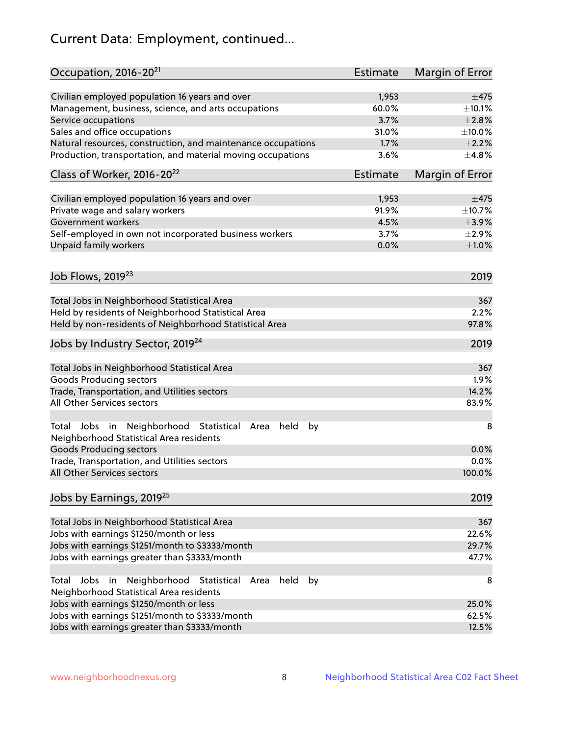# Current Data: Employment, continued...

| Occupation, 2016-20[21] | Estimate | Margin of Error |
|---|---|---|
| Civilian employed population 16 years and over | 1,953 | ±475 |
| Management, business, science, and arts occupations | 60.0% | ±10.1% |
| Service occupations | 3.7% | ±2.8% |
| Sales and office occupations | 31.0% | ±10.0% |
| Natural resources, construction, and maintenance occupations | 1.7% | ±2.2% |
| Production, transportation, and material moving occupations | 3.6% | ±4.8% |

| Class of Worker, 2016-20[22] | Estimate | Margin of Error |
|---|---|---|
| Civilian employed population 16 years and over | 1,953 | ±475 |
| Private wage and salary workers | 91.9% | ±10.7% |
| Government workers | 4.5% | ±3.9% |
| Self-employed in own not incorporated business workers | 3.7% | ±2.9% |
| Unpaid family workers | 0.0% | ±1.0% |

| Job Flows, 2019[23] | 2019 |
|---|---|
| Total Jobs in Neighborhood Statistical Area | 367 |
| Held by residents of Neighborhood Statistical Area | 2.2% |
| Held by non-residents of Neighborhood Statistical Area | 97.8% |

| Jobs by Industry Sector, 2019[24] | 2019 |
|---|---|
| Total Jobs in Neighborhood Statistical Area | 367 |
| Goods Producing sectors | 1.9% |
| Trade, Transportation, and Utilities sectors | 14.2% |
| All Other Services sectors | 83.9% |
| | |
| Total Jobs in Neighborhood Statistical Area held by Neighborhood Statistical Area residents | 8 |
| Goods Producing sectors | 0.0% |
| Trade, Transportation, and Utilities sectors | 0.0% |
| All Other Services sectors | 100.0% |

| Jobs by Earnings, 2019[25] | 2019 |
|---|---|
| Total Jobs in Neighborhood Statistical Area | 367 |
| Jobs with earnings $1250/month or less | 22.6% |
| Jobs with earnings $1251/month to $3333/month | 29.7% |
| Jobs with earnings greater than $3333/month | 47.7% |
| | |
| Total Jobs in Neighborhood Statistical Area held by Neighborhood Statistical Area residents | 8 |
| Jobs with earnings $1250/month or less | 25.0% |
| Jobs with earnings $1251/month to $3333/month | 62.5% |
| Jobs with earnings greater than $3333/month | 12.5% |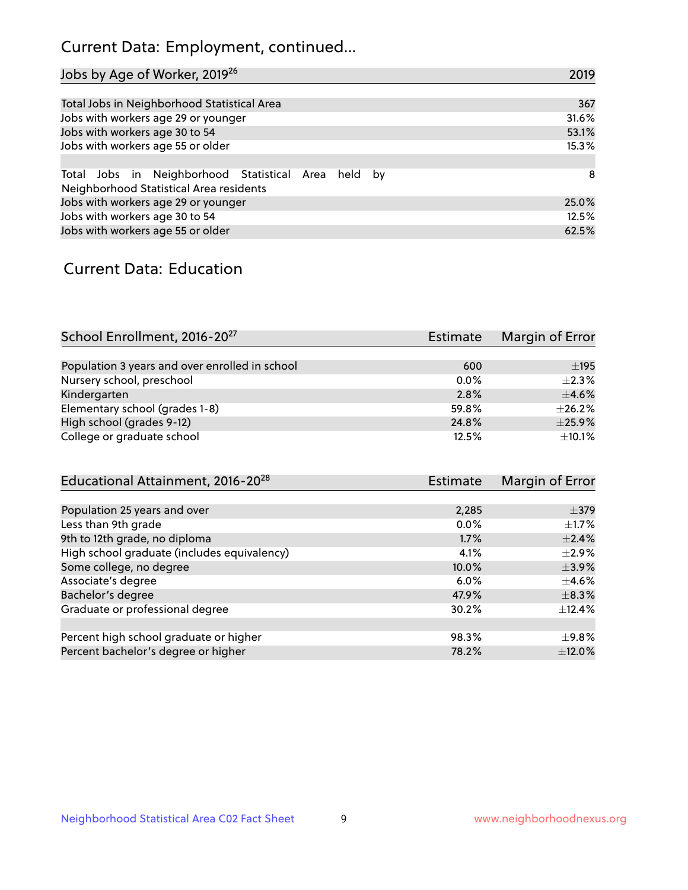## Current Data: Employment, continued...

| Jobs by Age of Worker, 2019[26] | 2019 |
|---|---|
| Total Jobs in Neighborhood Statistical Area | 367 |
| Jobs with workers age 29 or younger | 31.6% |
| Jobs with workers age 30 to 54 | 53.1% |
| Jobs with workers age 55 or older | 15.3% |
| | |
| Total Jobs in Neighborhood Statistical Area held by Neighborhood Statistical Area residents | 8 |
| Jobs with workers age 29 or younger | 25.0% |
| Jobs with workers age 30 to 54 | 12.5% |
| Jobs with workers age 55 or older | 62.5% |

## Current Data: Education

| School Enrollment, 2016-20[27] | Estimate | Margin of Error |
|---|---|---|
| Population 3 years and over enrolled in school | 600 | ±195 |
| Nursery school, preschool | 0.0% | ±2.3% |
| Kindergarten | 2.8% | ±4.6% |
| Elementary school (grades 1-8) | 59.8% | ±26.2% |
| High school (grades 9-12) | 24.8% | ±25.9% |
| College or graduate school | 12.5% | ±10.1% |

| Educational Attainment, 2016-20[28] | Estimate | Margin of Error |
|---|---|---|
| Population 25 years and over | 2,285 | ±379 |
| Less than 9th grade | 0.0% | ±1.7% |
| 9th to 12th grade, no diploma | 1.7% | ±2.4% |
| High school graduate (includes equivalency) | 4.1% | ±2.9% |
| Some college, no degree | 10.0% | ±3.9% |
| Associate's degree | 6.0% | ±4.6% |
| Bachelor's degree | 47.9% | ±8.3% |
| Graduate or professional degree | 30.2% | ±12.4% |
| | | |
| Percent high school graduate or higher | 98.3% | ±9.8% |
| Percent bachelor's degree or higher | 78.2% | ±12.0% |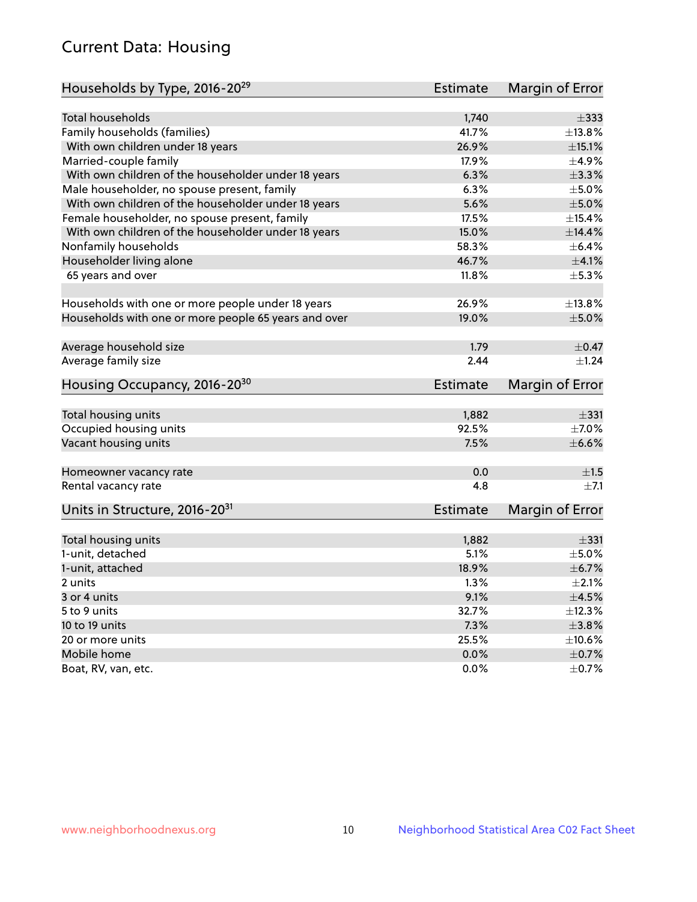## Current Data: Housing

| Households by Type, 2016-20[29] | Estimate | Margin of Error |
|---|---|---|
| Total households | 1,740 | ±333 |
| Family households (families) | 41.7% | ±13.8% |
| With own children under 18 years | 26.9% | ±15.1% |
| Married-couple family | 17.9% | ±4.9% |
| With own children of the householder under 18 years | 6.3% | ±3.3% |
| Male householder, no spouse present, family | 6.3% | ±5.0% |
| With own children of the householder under 18 years | 5.6% | ±5.0% |
| Female householder, no spouse present, family | 17.5% | ±15.4% |
| With own children of the householder under 18 years | 15.0% | ±14.4% |
| Nonfamily households | 58.3% | ±6.4% |
| Householder living alone | 46.7% | ±4.1% |
| 65 years and over | 11.8% | ±5.3% |
| Households with one or more people under 18 years | 26.9% | ±13.8% |
| Households with one or more people 65 years and over | 19.0% | ±5.0% |
| Average household size | 1.79 | ±0.47 |
| Average family size | 2.44 | ±1.24 |

| Housing Occupancy, 2016-20[30] | Estimate | Margin of Error |
|---|---|---|
| Total housing units | 1,882 | ±331 |
| Occupied housing units | 92.5% | ±7.0% |
| Vacant housing units | 7.5% | ±6.6% |
| Homeowner vacancy rate | 0.0 | ±1.5 |
| Rental vacancy rate | 4.8 | ±7.1 |

| Units in Structure, 2016-20[31] | Estimate | Margin of Error |
|---|---|---|
| Total housing units | 1,882 | ±331 |
| 1-unit, detached | 5.1% | ±5.0% |
| 1-unit, attached | 18.9% | ±6.7% |
| 2 units | 1.3% | ±2.1% |
| 3 or 4 units | 9.1% | ±4.5% |
| 5 to 9 units | 32.7% | ±12.3% |
| 10 to 19 units | 7.3% | ±3.8% |
| 20 or more units | 25.5% | ±10.6% |
| Mobile home | 0.0% | ±0.7% |
| Boat, RV, van, etc. | 0.0% | ±0.7% |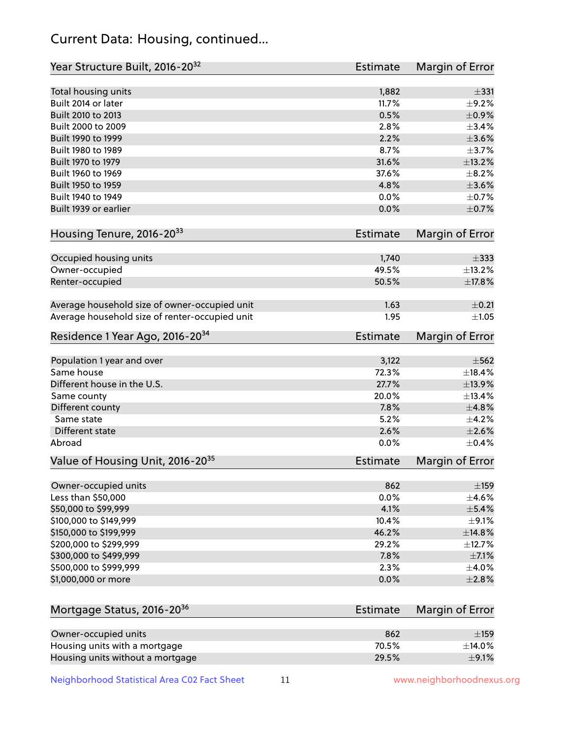# Current Data: Housing, continued...

| Year Structure Built, 2016-20[32] | Estimate | Margin of Error |
|---|---|---|
| Total housing units | 1,882 | ±331 |
| Built 2014 or later | 11.7% | ±9.2% |
| Built 2010 to 2013 | 0.5% | ±0.9% |
| Built 2000 to 2009 | 2.8% | ±3.4% |
| Built 1990 to 1999 | 2.2% | ±3.6% |
| Built 1980 to 1989 | 8.7% | ±3.7% |
| Built 1970 to 1979 | 31.6% | ±13.2% |
| Built 1960 to 1969 | 37.6% | ±8.2% |
| Built 1950 to 1959 | 4.8% | ±3.6% |
| Built 1940 to 1949 | 0.0% | ±0.7% |
| Built 1939 or earlier | 0.0% | ±0.7% |

| Housing Tenure, 2016-20[33] | Estimate | Margin of Error |
|---|---|---|
| Occupied housing units | 1,740 | ±333 |
| Owner-occupied | 49.5% | ±13.2% |
| Renter-occupied | 50.5% | ±17.8% |
| Average household size of owner-occupied unit | 1.63 | ±0.21 |
| Average household size of renter-occupied unit | 1.95 | ±1.05 |

| Residence 1 Year Ago, 2016-20[34] | Estimate | Margin of Error |
|---|---|---|
| Population 1 year and over | 3,122 | ±562 |
| Same house | 72.3% | ±18.4% |
| Different house in the U.S. | 27.7% | ±13.9% |
| Same county | 20.0% | ±13.4% |
| Different county | 7.8% | ±4.8% |
| Same state | 5.2% | ±4.2% |
| Different state | 2.6% | ±2.6% |
| Abroad | 0.0% | ±0.4% |

| Value of Housing Unit, 2016-20[35] | Estimate | Margin of Error |
|---|---|---|
| Owner-occupied units | 862 | ±159 |
| Less than $50,000 | 0.0% | ±4.6% |
| $50,000 to $99,999 | 4.1% | ±5.4% |
| $100,000 to $149,999 | 10.4% | ±9.1% |
| $150,000 to $199,999 | 46.2% | ±14.8% |
| $200,000 to $299,999 | 29.2% | ±12.7% |
| $300,000 to $499,999 | 7.8% | ±7.1% |
| $500,000 to $999,999 | 2.3% | ±4.0% |
| $1,000,000 or more | 0.0% | ±2.8% |

| Mortgage Status, 2016-20[36] | Estimate | Margin of Error |
|---|---|---|
| Owner-occupied units | 862 | ±159 |
| Housing units with a mortgage | 70.5% | ±14.0% |
| Housing units without a mortgage | 29.5% | ±9.1% |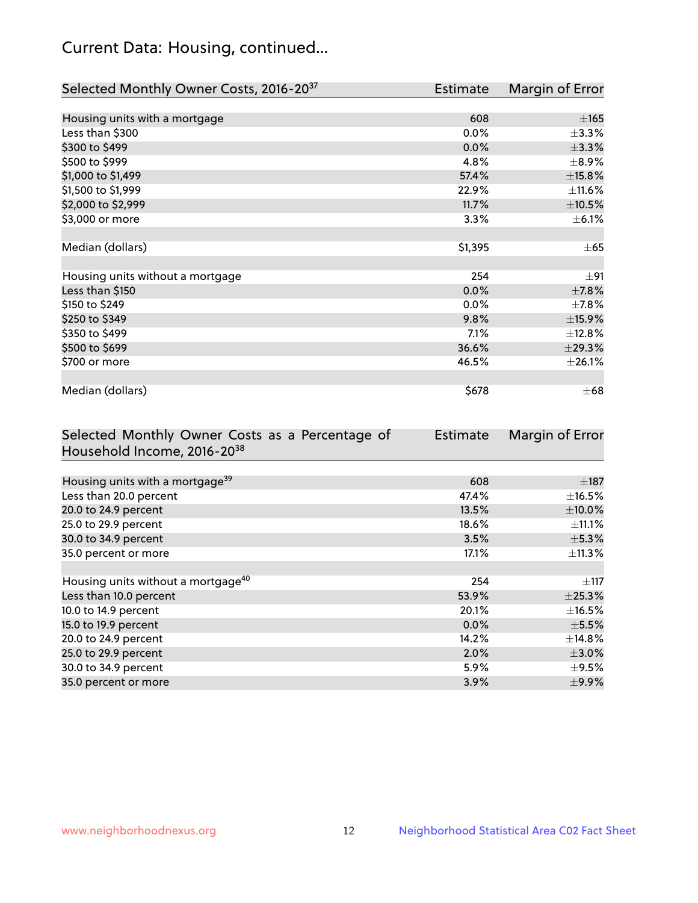# Current Data: Housing, continued...

| Selected Monthly Owner Costs, 2016-20[37] | Estimate | Margin of Error |
|---|---|---|
| Housing units with a mortgage | 608 | ±165 |
| Less than $300 | 0.0% | ±3.3% |
| $300 to $499 | 0.0% | ±3.3% |
| $500 to $999 | 4.8% | ±8.9% |
| $1,000 to $1,499 | 57.4% | ±15.8% |
| $1,500 to $1,999 | 22.9% | ±11.6% |
| $2,000 to $2,999 | 11.7% | ±10.5% |
| $3,000 or more | 3.3% | ±6.1% |
| | | |
| Median (dollars) | $1,395 | ±65 |
| | | |
| Housing units without a mortgage | 254 | ±91 |
| Less than $150 | 0.0% | ±7.8% |
| $150 to $249 | 0.0% | ±7.8% |
| $250 to $349 | 9.8% | ±15.9% |
| $350 to $499 | 7.1% | ±12.8% |
| $500 to $699 | 36.6% | ±29.3% |
| $700 or more | 46.5% | ±26.1% |
| | | |
| Median (dollars) | $678 | ±68 |

| Selected Monthly Owner Costs as a Percentage of Household Income, 2016-20[38] | Estimate | Margin of Error |
|---|---|---|
| Housing units with a mortgage[39] | 608 | ±187 |
| Less than 20.0 percent | 47.4% | ±16.5% |
| 20.0 to 24.9 percent | 13.5% | ±10.0% |
| 25.0 to 29.9 percent | 18.6% | ±11.1% |
| 30.0 to 34.9 percent | 3.5% | ±5.3% |
| 35.0 percent or more | 17.1% | ±11.3% |
| | | |
| Housing units without a mortgage[40] | 254 | ±117 |
| Less than 10.0 percent | 53.9% | ±25.3% |
| 10.0 to 14.9 percent | 20.1% | ±16.5% |
| 15.0 to 19.9 percent | 0.0% | ±5.5% |
| 20.0 to 24.9 percent | 14.2% | ±14.8% |
| 25.0 to 29.9 percent | 2.0% | ±3.0% |
| 30.0 to 34.9 percent | 5.9% | ±9.5% |
| 35.0 percent or more | 3.9% | ±9.9% |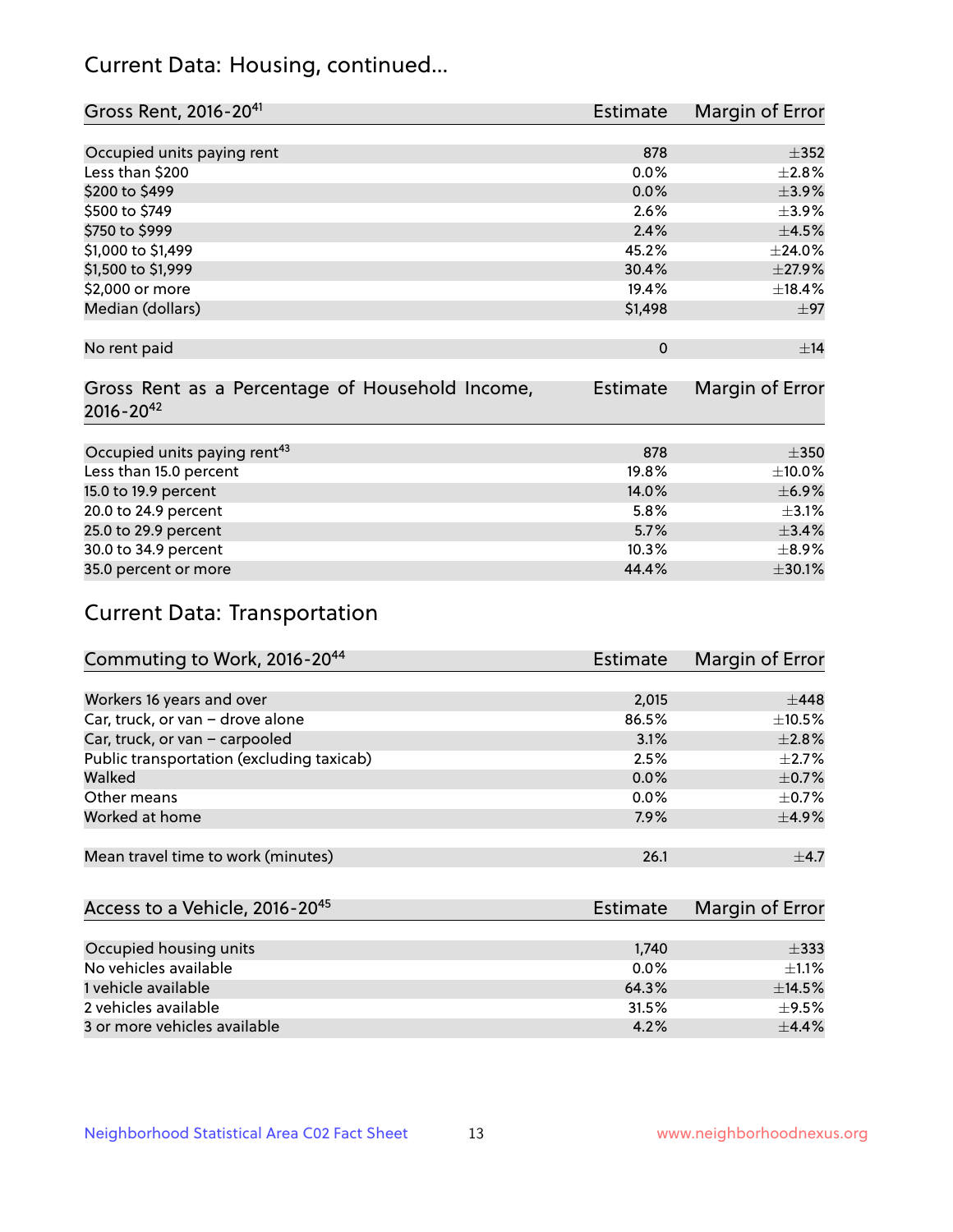## Current Data: Housing, continued...

| Gross Rent, 2016-20[41] | Estimate | Margin of Error |
|---|---|---|
| Occupied units paying rent | 878 | ±352 |
| Less than $200 | 0.0% | ±2.8% |
| $200 to $499 | 0.0% | ±3.9% |
| $500 to $749 | 2.6% | ±3.9% |
| $750 to $999 | 2.4% | ±4.5% |
| $1,000 to $1,499 | 45.2% | ±24.0% |
| $1,500 to $1,999 | 30.4% | ±27.9% |
| $2,000 or more | 19.4% | ±18.4% |
| Median (dollars) | $1,498 | ±97 |
| No rent paid | 0 | ±14 |

| Gross Rent as a Percentage of Household Income, 2016-20[42] | Estimate | Margin of Error |
|---|---|---|
| Occupied units paying rent[43] | 878 | ±350 |
| Less than 15.0 percent | 19.8% | ±10.0% |
| 15.0 to 19.9 percent | 14.0% | ±6.9% |
| 20.0 to 24.9 percent | 5.8% | ±3.1% |
| 25.0 to 29.9 percent | 5.7% | ±3.4% |
| 30.0 to 34.9 percent | 10.3% | ±8.9% |
| 35.0 percent or more | 44.4% | ±30.1% |

## Current Data: Transportation

| Commuting to Work, 2016-20[44] | Estimate | Margin of Error |
|---|---|---|
| Workers 16 years and over | 2,015 | ±448 |
| Car, truck, or van – drove alone | 86.5% | ±10.5% |
| Car, truck, or van – carpooled | 3.1% | ±2.8% |
| Public transportation (excluding taxicab) | 2.5% | ±2.7% |
| Walked | 0.0% | ±0.7% |
| Other means | 0.0% | ±0.7% |
| Worked at home | 7.9% | ±4.9% |
| Mean travel time to work (minutes) | 26.1 | ±4.7 |

| Access to a Vehicle, 2016-20[45] | Estimate | Margin of Error |
|---|---|---|
| Occupied housing units | 1,740 | ±333 |
| No vehicles available | 0.0% | ±1.1% |
| 1 vehicle available | 64.3% | ±14.5% |
| 2 vehicles available | 31.5% | ±9.5% |
| 3 or more vehicles available | 4.2% | ±4.4% |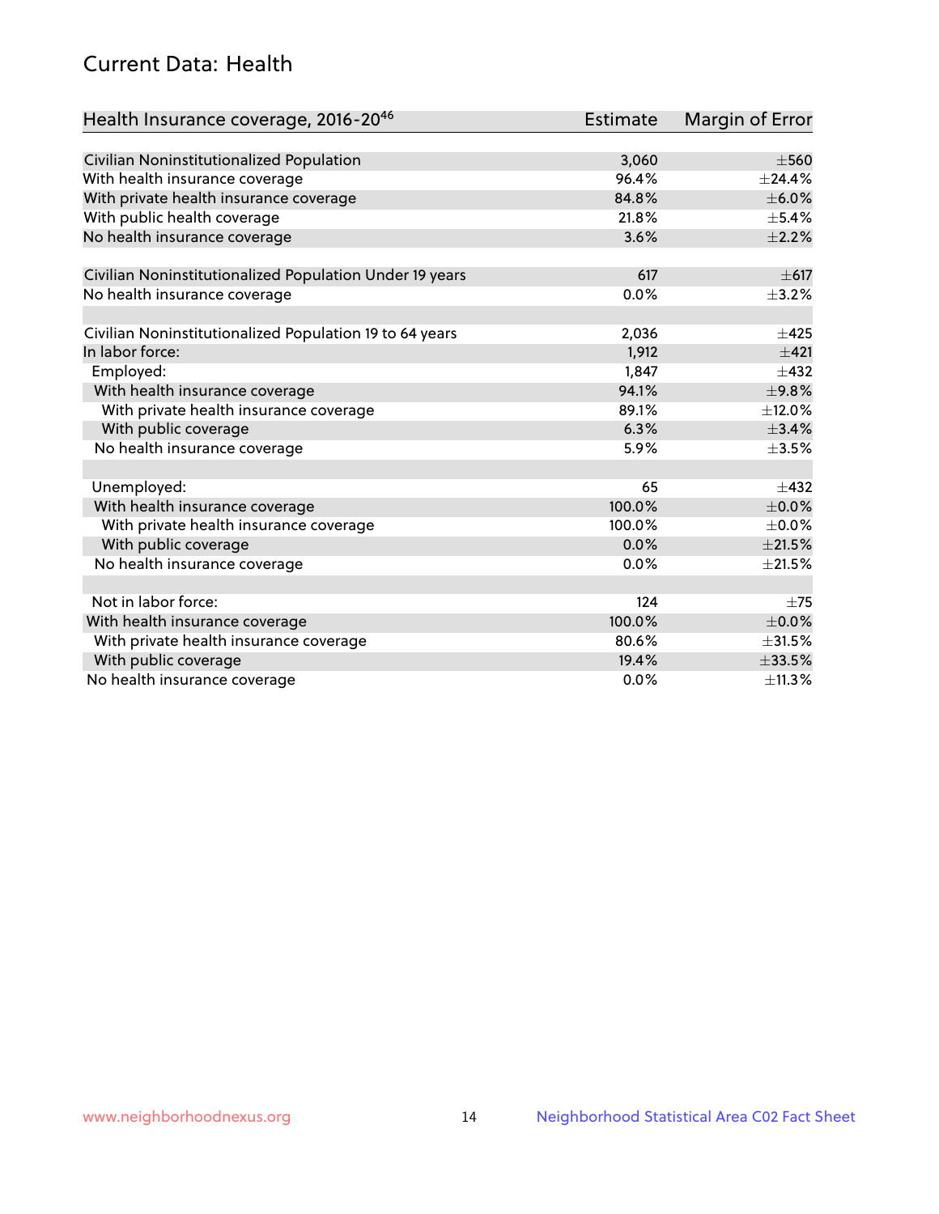# Current Data: Health

| Health Insurance coverage, 2016-20[46] | Estimate | Margin of Error |
|---|---|---|
| Civilian Noninstitutionalized Population | 3,060 | ±560 |
| With health insurance coverage | 96.4% | ±24.4% |
| With private health insurance coverage | 84.8% | ±6.0% |
| With public health coverage | 21.8% | ±5.4% |
| No health insurance coverage | 3.6% | ±2.2% |
| | | |
| Civilian Noninstitutionalized Population Under 19 years | 617 | ±617 |
| No health insurance coverage | 0.0% | ±3.2% |
| | | |
| Civilian Noninstitutionalized Population 19 to 64 years | 2,036 | ±425 |
| In labor force: | 1,912 | ±421 |
| Employed: | 1,847 | ±432 |
| With health insurance coverage | 94.1% | ±9.8% |
| With private health insurance coverage | 89.1% | ±12.0% |
| With public coverage | 6.3% | ±3.4% |
| No health insurance coverage | 5.9% | ±3.5% |
| | | |
| Unemployed: | 65 | ±432 |
| With health insurance coverage | 100.0% | ±0.0% |
| With private health insurance coverage | 100.0% | ±0.0% |
| With public coverage | 0.0% | ±21.5% |
| No health insurance coverage | 0.0% | ±21.5% |
| | | |
| Not in labor force: | 124 | ±75 |
| With health insurance coverage | 100.0% | ±0.0% |
| With private health insurance coverage | 80.6% | ±31.5% |
| With public coverage | 19.4% | ±33.5% |
| No health insurance coverage | 0.0% | ±11.3% |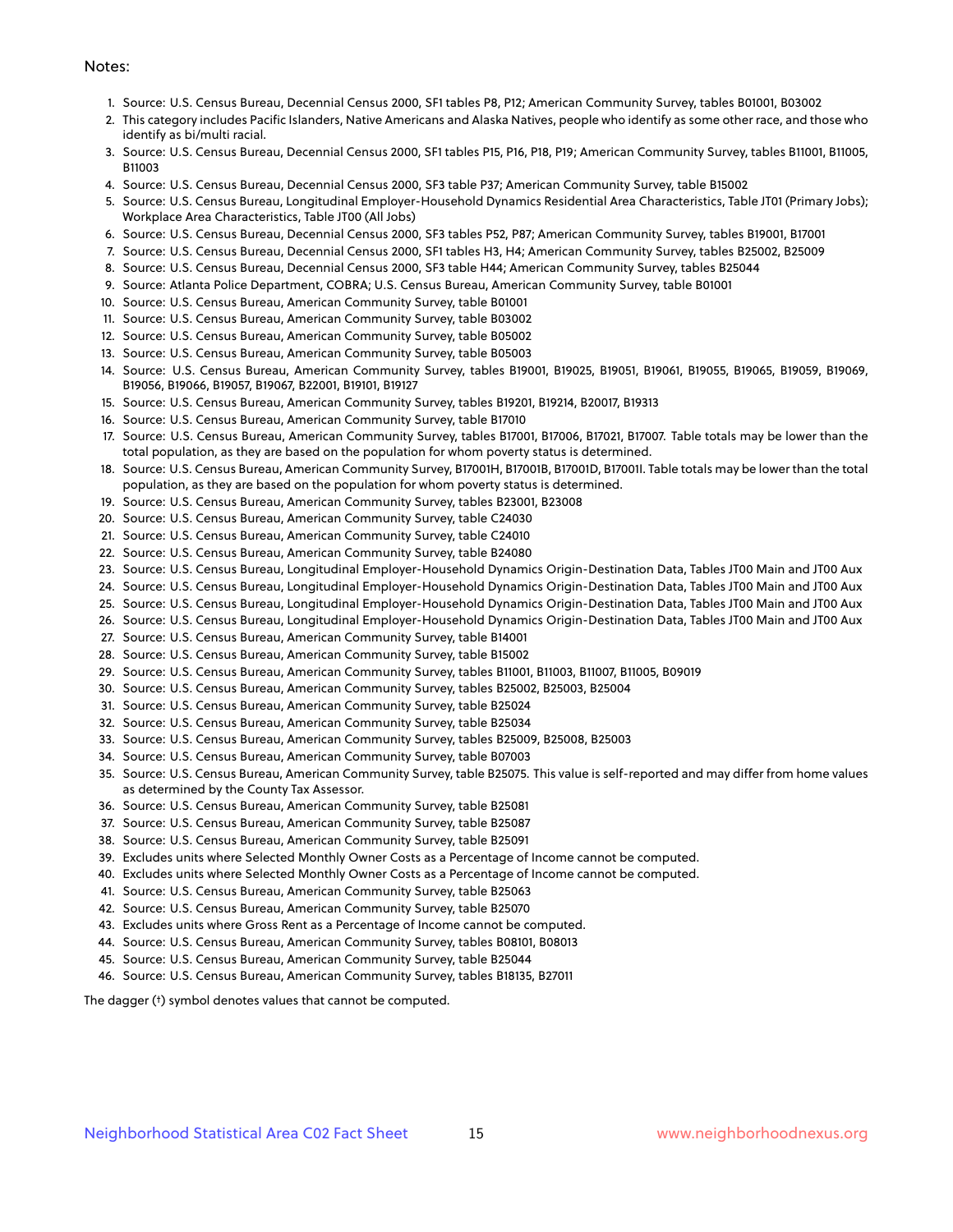Notes:

1. Source: U.S. Census Bureau, Decennial Census 2000, SF1 tables P8, P12; American Community Survey, tables B01001, B03002
2. This category includes Pacific Islanders, Native Americans and Alaska Natives, people who identify as some other race, and those who identify as bi/multi racial.
3. Source: U.S. Census Bureau, Decennial Census 2000, SF1 tables P15, P16, P18, P19; American Community Survey, tables B11001, B11005, B11003
4. Source: U.S. Census Bureau, Decennial Census 2000, SF3 table P37; American Community Survey, table B15002
5. Source: U.S. Census Bureau, Longitudinal Employer-Household Dynamics Residential Area Characteristics, Table JT01 (Primary Jobs); Workplace Area Characteristics, Table JT00 (All Jobs)
6. Source: U.S. Census Bureau, Decennial Census 2000, SF3 tables P52, P87; American Community Survey, tables B19001, B17001
7. Source: U.S. Census Bureau, Decennial Census 2000, SF1 tables H3, H4; American Community Survey, tables B25002, B25009
8. Source: U.S. Census Bureau, Decennial Census 2000, SF3 table H44; American Community Survey, tables B25044
9. Source: Atlanta Police Department, COBRA; U.S. Census Bureau, American Community Survey, table B01001
10. Source: U.S. Census Bureau, American Community Survey, table B01001
11. Source: U.S. Census Bureau, American Community Survey, table B03002
12. Source: U.S. Census Bureau, American Community Survey, table B05002
13. Source: U.S. Census Bureau, American Community Survey, table B05003
14. Source: U.S. Census Bureau, American Community Survey, tables B19001, B19025, B19051, B19061, B19055, B19065, B19059, B19069, B19056, B19066, B19057, B19067, B22001, B19101, B19127
15. Source: U.S. Census Bureau, American Community Survey, tables B19201, B19214, B20017, B19313
16. Source: U.S. Census Bureau, American Community Survey, table B17010
17. Source: U.S. Census Bureau, American Community Survey, tables B17001, B17006, B17021, B17007. Table totals may be lower than the total population, as they are based on the population for whom poverty status is determined.
18. Source: U.S. Census Bureau, American Community Survey, B17001H, B17001B, B17001D, B17001I. Table totals may be lower than the total population, as they are based on the population for whom poverty status is determined.
19. Source: U.S. Census Bureau, American Community Survey, tables B23001, B23008
20. Source: U.S. Census Bureau, American Community Survey, table C24030
21. Source: U.S. Census Bureau, American Community Survey, table C24010
22. Source: U.S. Census Bureau, American Community Survey, table B24080
23. Source: U.S. Census Bureau, Longitudinal Employer-Household Dynamics Origin-Destination Data, Tables JT00 Main and JT00 Aux
24. Source: U.S. Census Bureau, Longitudinal Employer-Household Dynamics Origin-Destination Data, Tables JT00 Main and JT00 Aux
25. Source: U.S. Census Bureau, Longitudinal Employer-Household Dynamics Origin-Destination Data, Tables JT00 Main and JT00 Aux
26. Source: U.S. Census Bureau, Longitudinal Employer-Household Dynamics Origin-Destination Data, Tables JT00 Main and JT00 Aux
27. Source: U.S. Census Bureau, American Community Survey, table B14001
28. Source: U.S. Census Bureau, American Community Survey, table B15002
29. Source: U.S. Census Bureau, American Community Survey, tables B11001, B11003, B11007, B11005, B09019
30. Source: U.S. Census Bureau, American Community Survey, tables B25002, B25003, B25004
31. Source: U.S. Census Bureau, American Community Survey, table B25024
32. Source: U.S. Census Bureau, American Community Survey, table B25034
33. Source: U.S. Census Bureau, American Community Survey, tables B25009, B25008, B25003
34. Source: U.S. Census Bureau, American Community Survey, table B07003
35. Source: U.S. Census Bureau, American Community Survey, table B25075. This value is self-reported and may differ from home values as determined by the County Tax Assessor.
36. Source: U.S. Census Bureau, American Community Survey, table B25081
37. Source: U.S. Census Bureau, American Community Survey, table B25087
38. Source: U.S. Census Bureau, American Community Survey, table B25091
39. Excludes units where Selected Monthly Owner Costs as a Percentage of Income cannot be computed.
40. Excludes units where Selected Monthly Owner Costs as a Percentage of Income cannot be computed.
41. Source: U.S. Census Bureau, American Community Survey, table B25063
42. Source: U.S. Census Bureau, American Community Survey, table B25070
43. Excludes units where Gross Rent as a Percentage of Income cannot be computed.
44. Source: U.S. Census Bureau, American Community Survey, tables B08101, B08013
45. Source: U.S. Census Bureau, American Community Survey, table B25044
46. Source: U.S. Census Bureau, American Community Survey, tables B18135, B27011

The dagger (†) symbol denotes values that cannot be computed.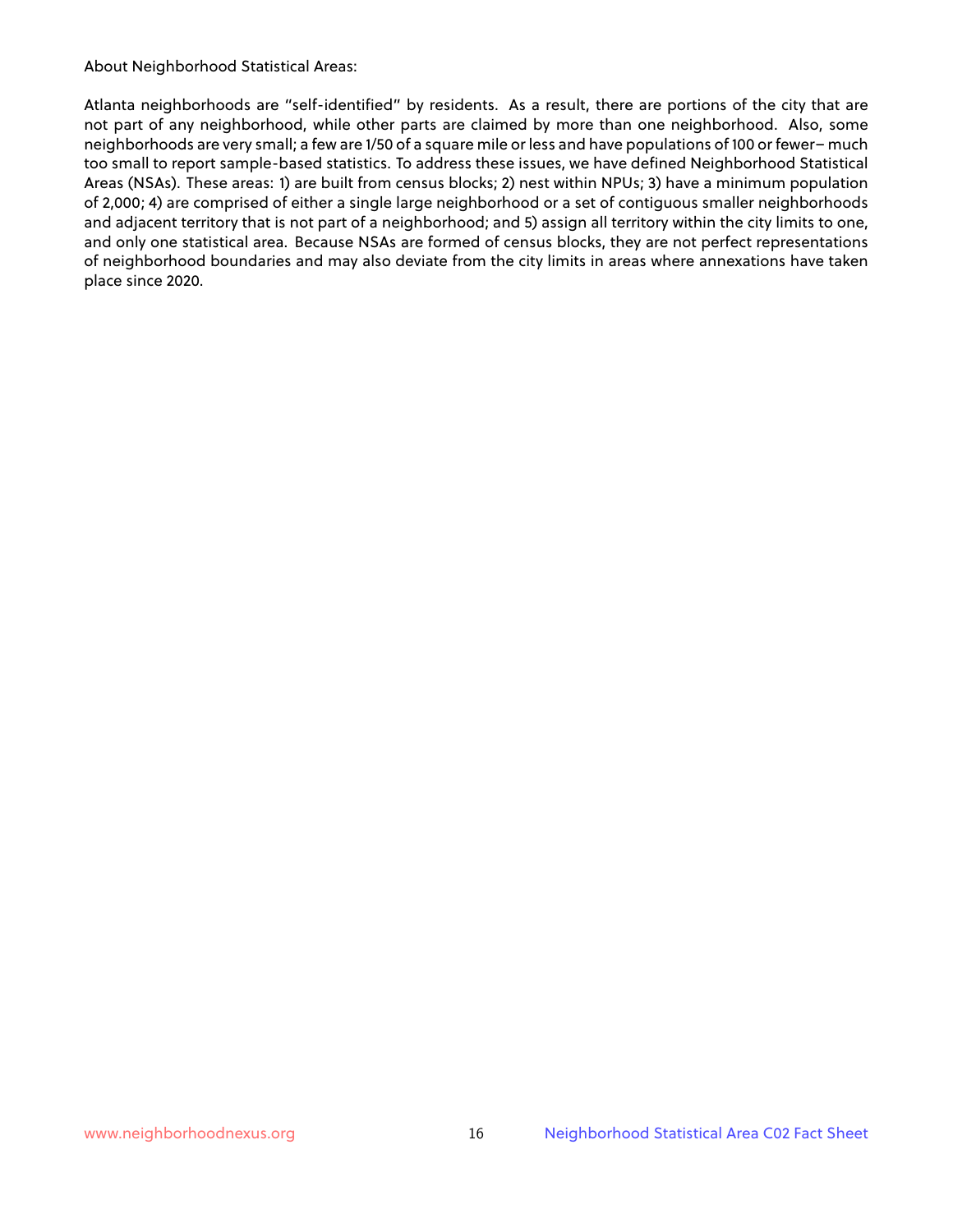About Neighborhood Statistical Areas:

Atlanta neighborhoods are "self-identified" by residents. As a result, there are portions of the city that are not part of any neighborhood, while other parts are claimed by more than one neighborhood. Also, some neighborhoods are very small; a few are 1/50 of a square mile or less and have populations of 100 or fewer– much too small to report sample-based statistics. To address these issues, we have defined Neighborhood Statistical Areas (NSAs). These areas: 1) are built from census blocks; 2) nest within NPUs; 3) have a minimum population of 2,000; 4) are comprised of either a single large neighborhood or a set of contiguous smaller neighborhoods and adjacent territory that is not part of a neighborhood; and 5) assign all territory within the city limits to one, and only one statistical area. Because NSAs are formed of census blocks, they are not perfect representations of neighborhood boundaries and may also deviate from the city limits in areas where annexations have taken place since 2020.